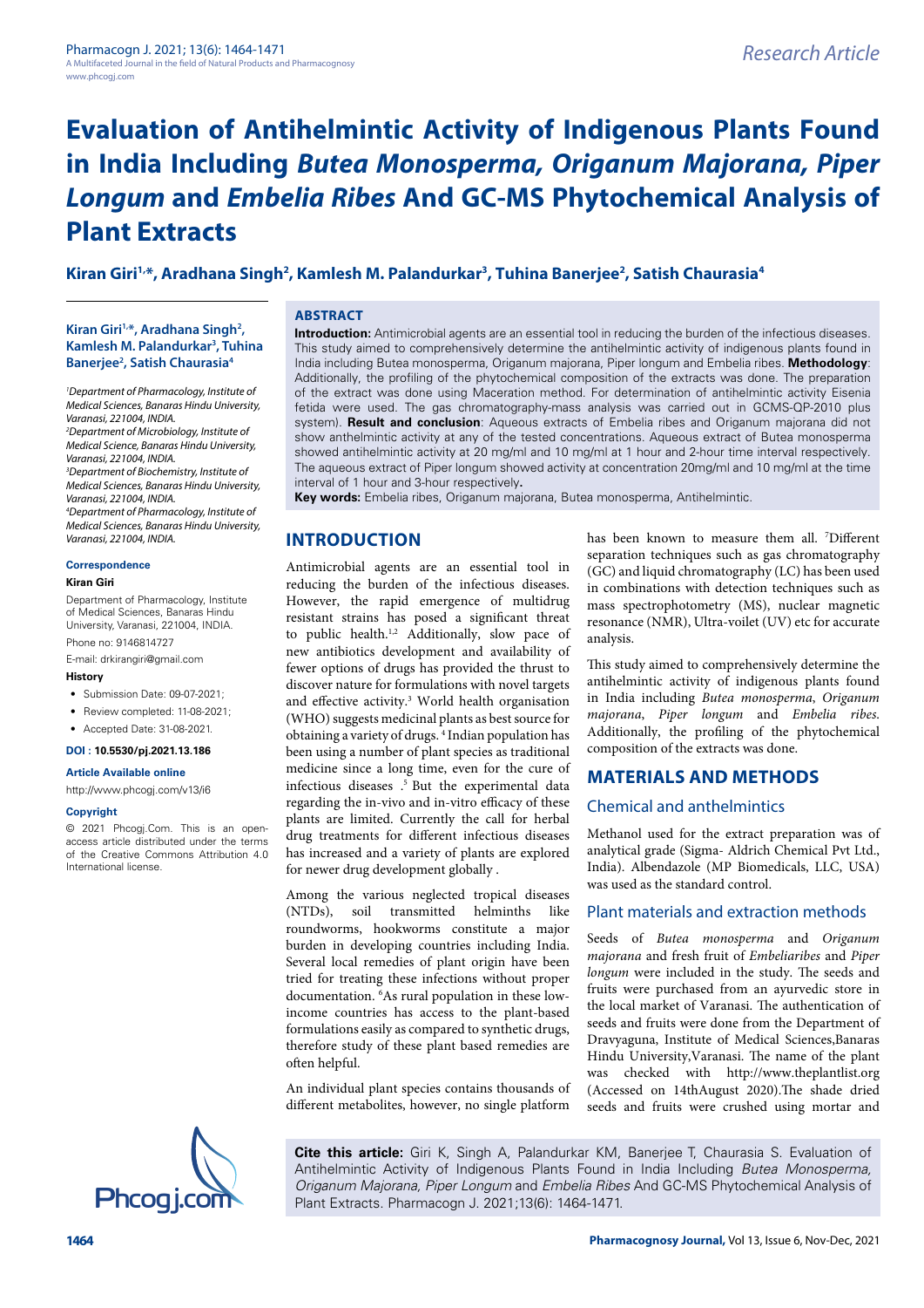Research Article

# Evaluation of Antihelmintic Activity of Indigenous Plants Found in India Including *Butea Monosperma, Origanum Majorana, Piper Longum* and *Embelia Ribes* And GC-MS Phytochemical Analysis of Plant Extracts

**Kiran Giri[1,*], Aradhana Singh[2], Kamlesh M. Palandurkar[3], Tuhina Banerjee[2], Satish Chaurasia[4]**

*[1]Department of Pharmacology, Institute of Medical Sciences, Banaras Hindu University, Varanasi, 221004, INDIA.*
*[2]Department of Microbiology, Institute of Medical Science, Banaras Hindu University, Varanasi, 221004, INDIA.*
*[3]Department of Biochemistry, Institute of Medical Sciences, Banaras Hindu University, Varanasi, 221004, INDIA.*
*[4]Department of Pharmacology, Institute of Medical Sciences, Banaras Hindu University, Varanasi, 221004, INDIA.*

**Correspondence**

**Kiran Giri**

Department of Pharmacology, Institute of Medical Sciences, Banaras Hindu University, Varanasi, 221004, INDIA.

Phone no: 9146814727

E-mail: drkirangiri@gmail.com

**History**

- Submission Date: 09-07-2021;
- Review completed: 11-08-2021;
- Accepted Date: 31-08-2021.

**DOI : 10.5530/pj.2021.13.186**

**Article Available online**

http://www.phcogj.com/v13/i6

**Copyright**

© 2021 Phcogj.Com. This is an open-access article distributed under the terms of the Creative Commons Attribution 4.0 International license.

## ABSTRACT

**Introduction:** Antimicrobial agents are an essential tool in reducing the burden of the infectious diseases. This study aimed to comprehensively determine the antihelmintic activity of indigenous plants found in India including Butea monosperma, Origanum majorana, Piper longum and Embelia ribes. **Methodology**: Additionally, the profiling of the phytochemical composition of the extracts was done. The preparation of the extract was done using Maceration method. For determination of antihelmintic activity Eisenia fetida were used. The gas chromatography-mass analysis was carried out in GCMS-QP-2010 plus system). **Result and conclusion**: Aqueous extracts of Embelia ribes and Origanum majorana did not show anthelmintic activity at any of the tested concentrations. Aqueous extract of Butea monosperma showed antihelmintic activity at 20 mg/ml and 10 mg/ml at 1 hour and 2-hour time interval respectively. The aqueous extract of Piper longum showed activity at concentration 20mg/ml and 10 mg/ml at the time interval of 1 hour and 3-hour respectively**.**

**Key words:** Embelia ribes, Origanum majorana, Butea monosperma, Antihelmintic.

## INTRODUCTION

Antimicrobial agents are an essential tool in reducing the burden of the infectious diseases. However, the rapid emergence of multidrug resistant strains has posed a significant threat to public health.[1,2] Additionally, slow pace of new antibiotics development and availability of fewer options of drugs has provided the thrust to discover nature for formulations with novel targets and effective activity.[3] World health organisation (WHO) suggests medicinal plants as best source for obtaining a variety of drugs. [4] Indian population has been using a number of plant species as traditional medicine since a long time, even for the cure of infectious diseases .[5] But the experimental data regarding the in-vivo and in-vitro efficacy of these plants are limited. Currently the call for herbal drug treatments for different infectious diseases has increased and a variety of plants are explored for newer drug development globally .

Among the various neglected tropical diseases (NTDs), soil transmitted helminths like roundworms, hookworms constitute a major burden in developing countries including India. Several local remedies of plant origin have been tried for treating these infections without proper documentation. [6]As rural population in these low-income countries has access to the plant-based formulations easily as compared to synthetic drugs, therefore study of these plant based remedies are often helpful.

An individual plant species contains thousands of different metabolites, however, no single platform has been known to measure them all. [7]Different separation techniques such as gas chromatography (GC) and liquid chromatography (LC) has been used in combinations with detection techniques such as mass spectrophotometry (MS), nuclear magnetic resonance (NMR), Ultra-voilet (UV) etc for accurate analysis.

This study aimed to comprehensively determine the antihelmintic activity of indigenous plants found in India including *Butea monosperma*, *Origanum majorana*, *Piper longum* and *Embelia ribes*. Additionally, the profiling of the phytochemical composition of the extracts was done.

## MATERIALS AND METHODS

### Chemical and anthelmintics

Methanol used for the extract preparation was of analytical grade (Sigma- Aldrich Chemical Pvt Ltd., India). Albendazole (MP Biomedicals, LLC, USA) was used as the standard control.

### Plant materials and extraction methods

Seeds of *Butea monosperma* and *Origanum majorana* and fresh fruit of *Embeliaribes* and *Piper longum* were included in the study. The seeds and fruits were purchased from an ayurvedic store in the local market of Varanasi. The authentication of seeds and fruits were done from the Department of Dravyaguna, Institute of Medical Sciences,Banaras Hindu University,Varanasi. The name of the plant was checked with http://www.theplantlist.org (Accessed on 14thAugust 2020).The shade dried seeds and fruits were crushed using mortar and

**Cite this article:** Giri K, Singh A, Palandurkar KM, Banerjee T, Chaurasia S. Evaluation of Antihelmintic Activity of Indigenous Plants Found in India Including *Butea Monosperma, Origanum Majorana, Piper Longum* and *Embelia Ribes* And GC-MS Phytochemical Analysis of Plant Extracts. Pharmacogn J. 2021;13(6): 1464-1471.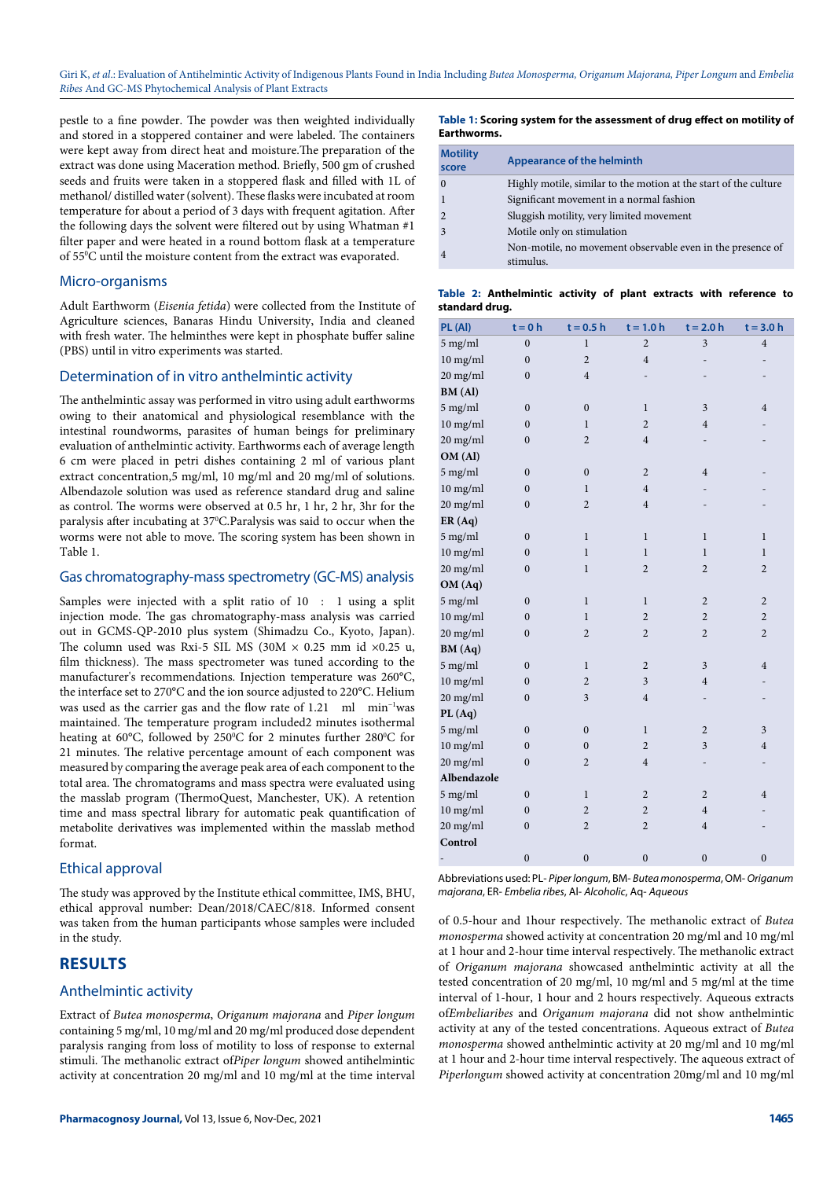pestle to a fine powder. The powder was then weighted individually and stored in a stoppered container and were labeled. The containers were kept away from direct heat and moisture.The preparation of the extract was done using Maceration method. Briefly, 500 gm of crushed seeds and fruits were taken in a stoppered flask and filled with 1L of methanol/ distilled water (solvent). These flasks were incubated at room temperature for about a period of 3 days with frequent agitation. After the following days the solvent were filtered out by using Whatman #1 filter paper and were heated in a round bottom flask at a temperature of 55$^0$C until the moisture content from the extract was evaporated.

## Micro-organisms

Adult Earthworm (*Eisenia fetida*) were collected from the Institute of Agriculture sciences, Banaras Hindu University, India and cleaned with fresh water. The helminthes were kept in phosphate buffer saline (PBS) until in vitro experiments were started.

## Determination of in vitro anthelmintic activity

The anthelmintic assay was performed in vitro using adult earthworms owing to their anatomical and physiological resemblance with the intestinal roundworms, parasites of human beings for preliminary evaluation of anthelmintic activity. Earthworms each of average length 6 cm were placed in petri dishes containing 2 ml of various plant extract concentration,5 mg/ml, 10 mg/ml and 20 mg/ml of solutions. Albendazole solution was used as reference standard drug and saline as control. The worms were observed at 0.5 hr, 1 hr, 2 hr, 3hr for the paralysis after incubating at 37$^0$C.Paralysis was said to occur when the worms were not able to move. The scoring system has been shown in Table 1.

## Gas chromatography-mass spectrometry (GC-MS) analysis

Samples were injected with a split ratio of 10 : 1 using a split injection mode. The gas chromatography-mass analysis was carried out in GCMS-QP-2010 plus system (Shimadzu Co., Kyoto, Japan). The column used was Rxi-5 SIL MS (30M × 0.25 mm id ×0.25 u, film thickness). The mass spectrometer was tuned according to the manufacturer's recommendations. Injection temperature was 260°C, the interface set to 270°C and the ion source adjusted to 220°C. Helium was used as the carrier gas and the flow rate of 1.21 ml min$^{-1}$was maintained. The temperature program included2 minutes isothermal heating at 60°C, followed by 250$^0$C for 2 minutes further 280$^0$C for 21 minutes. The relative percentage amount of each component was measured by comparing the average peak area of each component to the total area. The chromatograms and mass spectra were evaluated using the masslab program (ThermoQuest, Manchester, UK). A retention time and mass spectral library for automatic peak quantification of metabolite derivatives was implemented within the masslab method format.

## Ethical approval

The study was approved by the Institute ethical committee, IMS, BHU, ethical approval number: Dean/2018/CAEC/818. Informed consent was taken from the human participants whose samples were included in the study.

# RESULTS

## Anthelmintic activity

Extract of *Butea monosperma*, *Origanum majorana* and *Piper longum* containing 5 mg/ml, 10 mg/ml and 20 mg/ml produced dose dependent paralysis ranging from loss of motility to loss of response to external stimuli. The methanolic extract of*Piper longum* showed anthelmintic activity at concentration 20 mg/ml and 10 mg/ml at the time interval of 0.5-hour and 1hour respectively. The methanolic extract of *Butea monosperma* showed activity at concentration 20 mg/ml and 10 mg/ml at 1 hour and 2-hour time interval respectively. The methanolic extract of *Origanum majorana* showcased anthelmintic activity at all the tested concentration of 20 mg/ml, 10 mg/ml and 5 mg/ml at the time interval of 1-hour, 1 hour and 2 hours respectively. Aqueous extracts of*Embeliaribes* and *Origanum majorana* did not show anthelmintic activity at any of the tested concentrations. Aqueous extract of *Butea monosperma* showed anthelmintic activity at 20 mg/ml and 10 mg/ml at 1 hour and 2-hour time interval respectively. The aqueous extract of *Piperlongum* showed activity at concentration 20mg/ml and 10 mg/ml

**Table 1: Scoring system for the assessment of drug effect on motility of Earthworms.**

| Motility score | Appearance of the helminth |
|---|---|
| 0 | Highly motile, similar to the motion at the start of the culture |
| 1 | Significant movement in a normal fashion |
| 2 | Sluggish motility, very limited movement |
| 3 | Motile only on stimulation |
| 4 | Non-motile, no movement observable even in the presence of stimulus. |

**Table 2: Anthelmintic activity of plant extracts with reference to standard drug.**

| PL (Al) | t = 0 h | t = 0.5 h | t = 1.0 h | t = 2.0 h | t = 3.0 h |
|---|---|---|---|---|---|
| 5 mg/ml | 0 | 1 | 2 | 3 | 4 |
| 10 mg/ml | 0 | 2 | 4 | - | - |
| 20 mg/ml | 0 | 4 | - | - | - |
| **BM (Al)** | | | | | |
| 5 mg/ml | 0 | 0 | 1 | 3 | 4 |
| 10 mg/ml | 0 | 1 | 2 | 4 | - |
| 20 mg/ml | 0 | 2 | 4 | - | - |
| **OM (Al)** | | | | | |
| 5 mg/ml | 0 | 0 | 2 | 4 | - |
| 10 mg/ml | 0 | 1 | 4 | - | - |
| 20 mg/ml | 0 | 2 | 4 | - | - |
| **ER (Aq)** | | | | | |
| 5 mg/ml | 0 | 1 | 1 | 1 | 1 |
| 10 mg/ml | 0 | 1 | 1 | 1 | 1 |
| 20 mg/ml | 0 | 1 | 2 | 2 | 2 |
| **OM (Aq)** | | | | | |
| 5 mg/ml | 0 | 1 | 1 | 2 | 2 |
| 10 mg/ml | 0 | 1 | 2 | 2 | 2 |
| 20 mg/ml | 0 | 2 | 2 | 2 | 2 |
| **BM (Aq)** | | | | | |
| 5 mg/ml | 0 | 1 | 2 | 3 | 4 |
| 10 mg/ml | 0 | 2 | 3 | 4 | - |
| 20 mg/ml | 0 | 3 | 4 | - | - |
| **PL (Aq)** | | | | | |
| 5 mg/ml | 0 | 0 | 1 | 2 | 3 |
| 10 mg/ml | 0 | 0 | 2 | 3 | 4 |
| 20 mg/ml | 0 | 2 | 4 | - | - |
| **Albendazole** | | | | | |
| 5 mg/ml | 0 | 1 | 2 | 2 | 4 |
| 10 mg/ml | 0 | 2 | 2 | 4 | - |
| 20 mg/ml | 0 | 2 | 2 | 4 | - |
| **Control** | | | | | |
| - | 0 | 0 | 0 | 0 | 0 |

Abbreviations used: PL- *Piper longum*, BM- *Butea monosperma*, OM- *Origanum majorana*, ER- *Embelia ribes*, Al- *Alcoholic*, Aq- *Aqueous*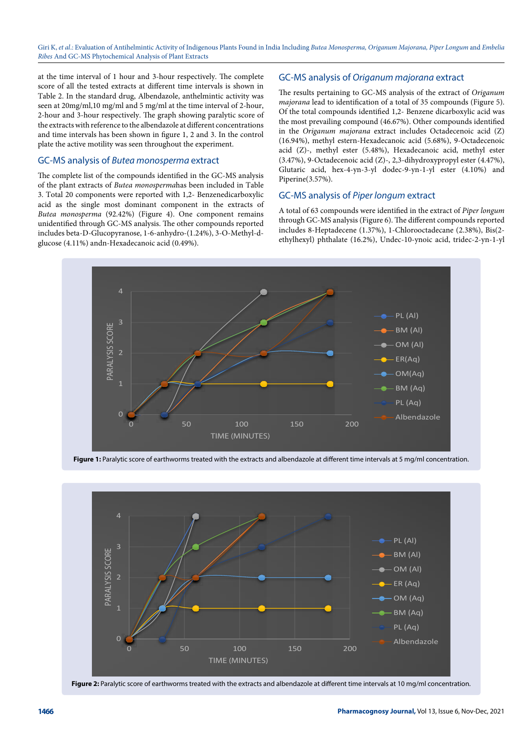at the time interval of 1 hour and 3-hour respectively. The complete score of all the tested extracts at different time intervals is shown in Table 2. In the standard drug, Albendazole, anthelmintic activity was seen at 20mg/ml,10 mg/ml and 5 mg/ml at the time interval of 2-hour, 2-hour and 3-hour respectively. The graph showing paralytic score of the extracts with reference to the albendazole at different concentrations and time intervals has been shown in figure 1, 2 and 3. In the control plate the active motility was seen throughout the experiment.

## GC-MS analysis of *Butea monosperma* extract

The complete list of the compounds identified in the GC-MS analysis of the plant extracts of *Butea monosperma*has been included in Table 3. Total 20 components were reported with 1,2- Benzenedicarboxylic acid as the single most dominant component in the extracts of *Butea monosperma* (92.42%) (Figure 4). One component remains unidentified through GC-MS analysis. The other compounds reported includes beta-D-Glucopyranose, 1-6-anhydro-(1.24%), 3-O-Methyl-d-glucose (4.11%) andn-Hexadecanoic acid (0.49%).

## GC-MS analysis of *Origanum majorana* extract

The results pertaining to GC-MS analysis of the extract of *Origanum majorana* lead to identification of a total of 35 compounds (Figure 5). Of the total compounds identified 1,2- Benzene dicarboxylic acid was the most prevailing compound (46.67%). Other compounds identified in the *Origanum majorana* extract includes Octadecenoic acid (Z) (16.94%), methyl estern-Hexadecanoic acid (5.68%), 9-Octadecenoic acid (Z)-, methyl ester (5.48%), Hexadecanoic acid, methyl ester (3.47%), 9-Octadecenoic acid (Z)-, 2,3-dihydroxypropyl ester (4.47%), Glutaric acid, hex-4-yn-3-yl dodec-9-yn-1-yl ester (4.10%) and Piperine(3.57%).

## GC-MS analysis of *Piper longum* extract

A total of 63 compounds were identified in the extract of *Piper longum* through GC-MS analysis (Figure 6). The different compounds reported includes 8-Heptadecene (1.37%), 1-Chlorooctadecane (2.38%), Bis(2-ethylhexyl) phthalate (16.2%), Undec-10-ynoic acid, tridec-2-yn-1-yl

**Figure 1:** Paralytic score of earthworms treated with the extracts and albendazole at different time intervals at 5 mg/ml concentration.

**Figure 2:** Paralytic score of earthworms treated with the extracts and albendazole at different time intervals at 10 mg/ml concentration.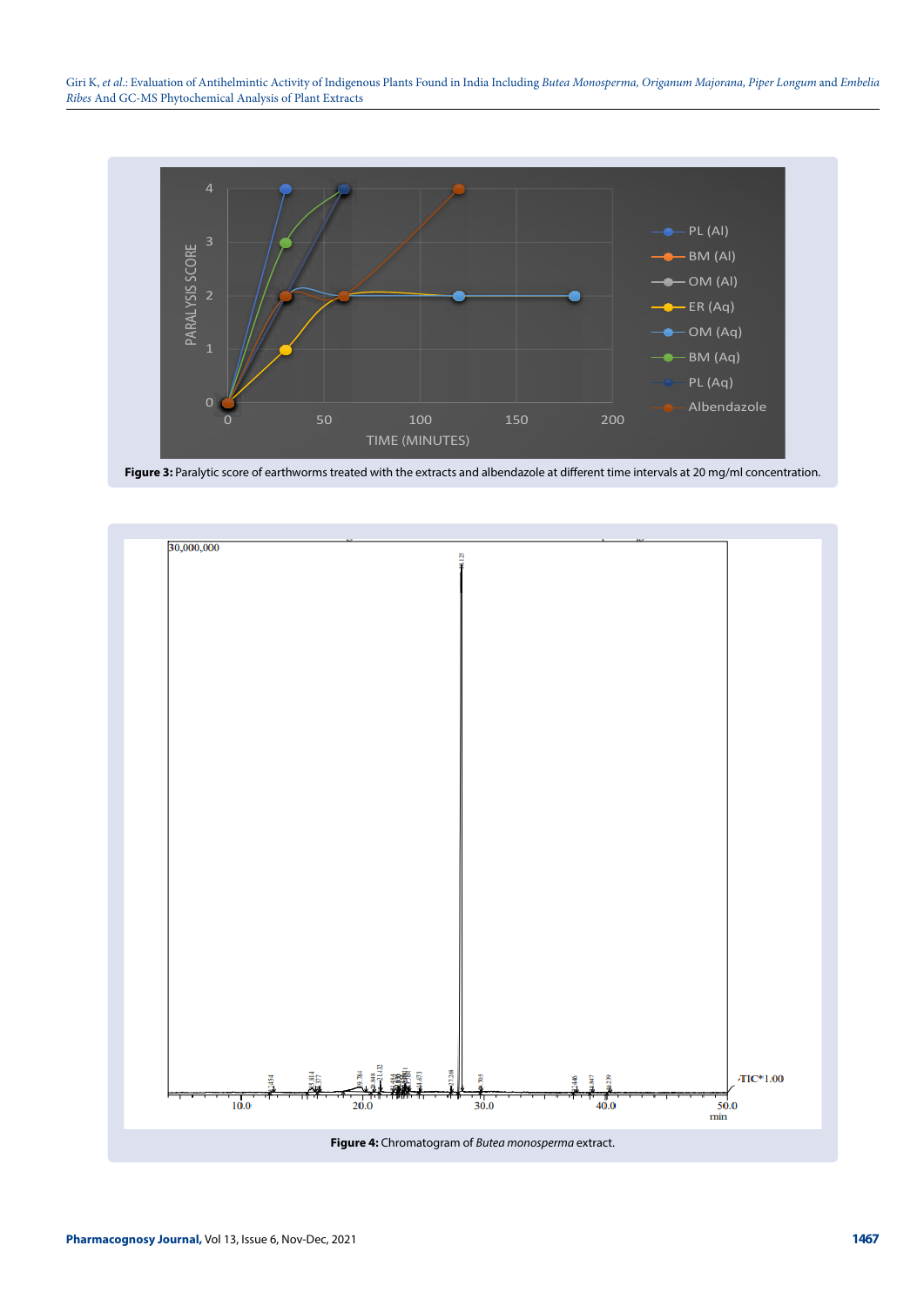**Figure 3:** Paralytic score of earthworms treated with the extracts and albendazole at different time intervals at 20 mg/ml concentration.

**Figure 4:** Chromatogram of *Butea monosperma* extract.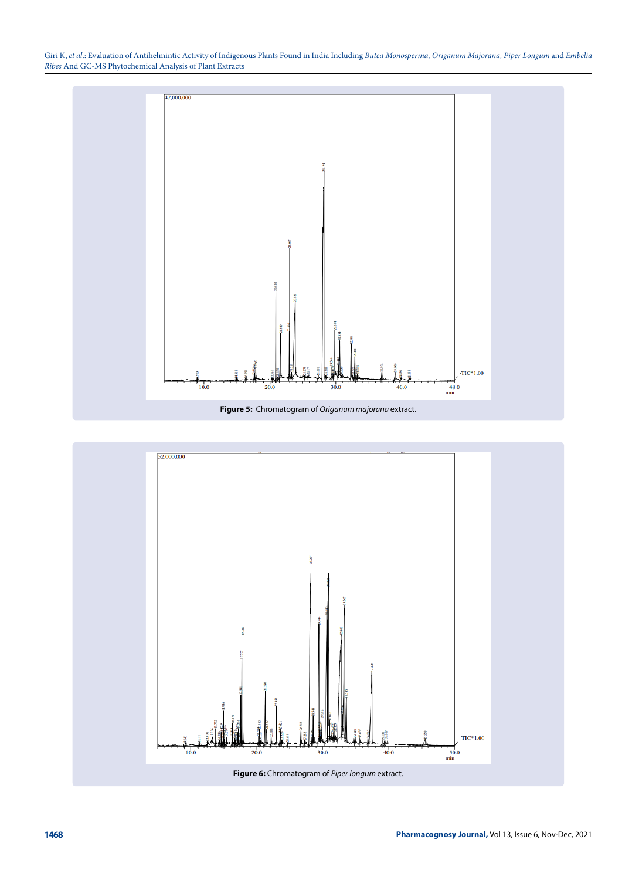Figure 5: Chromatogram of *Origanum majorana* extract.

Figure 6: Chromatogram of *Piper longum* extract.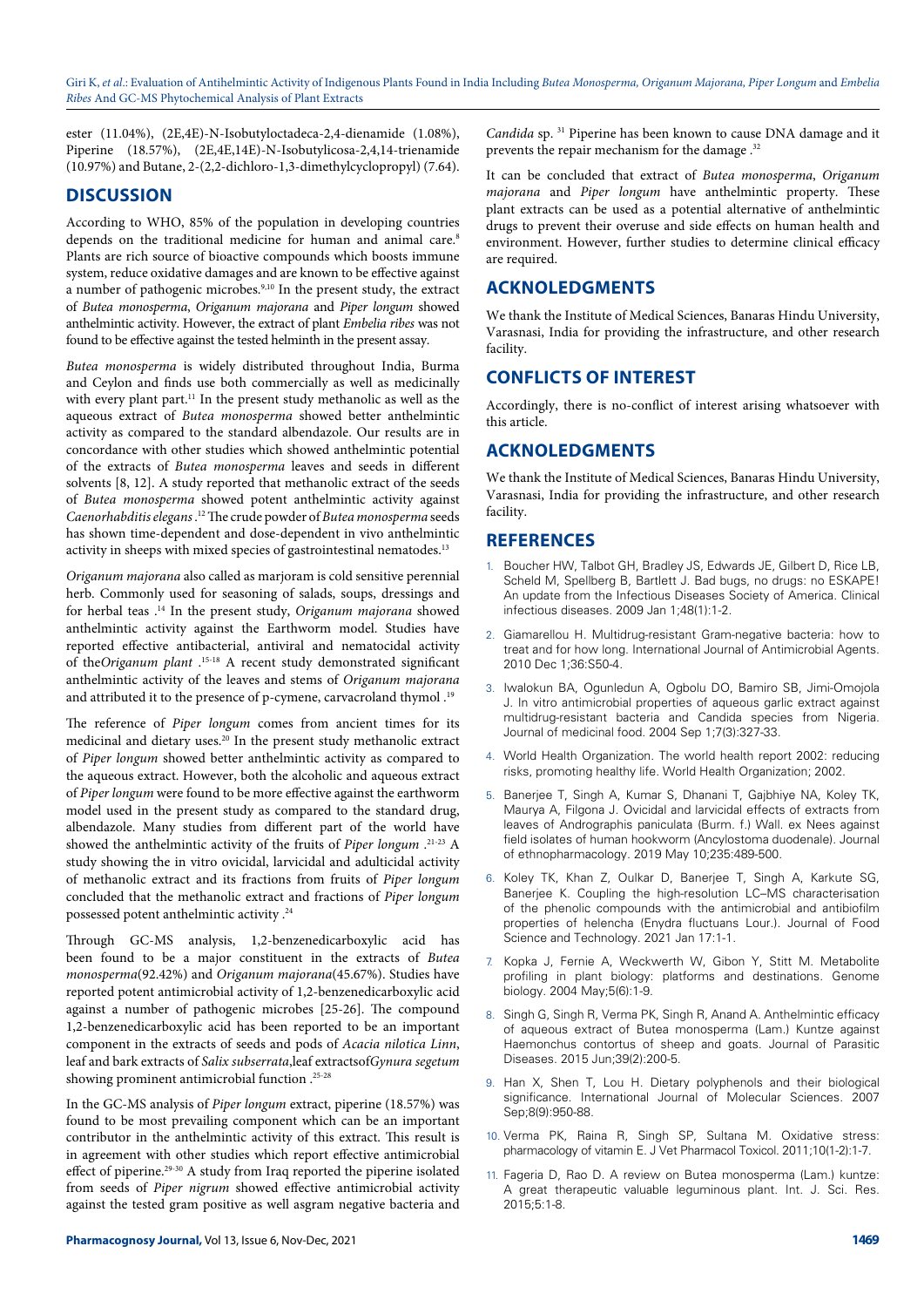ester (11.04%), (2E,4E)-N-Isobutyloctadeca-2,4-dienamide (1.08%), Piperine (18.57%), (2E,4E,14E)-N-Isobutylicosa-2,4,14-trienamide (10.97%) and Butane, 2-(2,2-dichloro-1,3-dimethylcyclopropyl) (7.64).

## DISCUSSION

According to WHO, 85% of the population in developing countries depends on the traditional medicine for human and animal care.[8] Plants are rich source of bioactive compounds which boosts immune system, reduce oxidative damages and are known to be effective against a number of pathogenic microbes.[9,10] In the present study, the extract of *Butea monosperma*, *Origanum majorana* and *Piper longum* showed anthelmintic activity. However, the extract of plant *Embelia ribes* was not found to be effective against the tested helminth in the present assay.

*Butea monosperma* is widely distributed throughout India, Burma and Ceylon and finds use both commercially as well as medicinally with every plant part.[11] In the present study methanolic as well as the aqueous extract of *Butea monosperma* showed better anthelmintic activity as compared to the standard albendazole. Our results are in concordance with other studies which showed anthelmintic potential of the extracts of *Butea monosperma* leaves and seeds in different solvents [8, 12]. A study reported that methanolic extract of the seeds of *Butea monosperma* showed potent anthelmintic activity against *Caenorhabditis elegans*.[12] The crude powder of *Butea monosperma* seeds has shown time-dependent and dose-dependent in vivo anthelmintic activity in sheeps with mixed species of gastrointestinal nematodes.[13]

*Origanum majorana* also called as marjoram is cold sensitive perennial herb. Commonly used for seasoning of salads, soups, dressings and for herbal teas .[14] In the present study, *Origanum majorana* showed anthelmintic activity against the Earthworm model. Studies have reported effective antibacterial, antiviral and nematocidal activity of the*Origanum plant* .[15-18] A recent study demonstrated significant anthelmintic activity of the leaves and stems of *Origanum majorana* and attributed it to the presence of p-cymene, carvacroland thymol .[19]

The reference of *Piper longum* comes from ancient times for its medicinal and dietary uses.[20] In the present study methanolic extract of *Piper longum* showed better anthelmintic activity as compared to the aqueous extract. However, both the alcoholic and aqueous extract of *Piper longum* were found to be more effective against the earthworm model used in the present study as compared to the standard drug, albendazole. Many studies from different part of the world have showed the anthelmintic activity of the fruits of *Piper longum* .[21-23] A study showing the in vitro ovicidal, larvicidal and adulticidal activity of methanolic extract and its fractions from fruits of *Piper longum* concluded that the methanolic extract and fractions of *Piper longum* possessed potent anthelmintic activity .[24]

Through GC-MS analysis, 1,2-benzenedicarboxylic acid has been found to be a major constituent in the extracts of *Butea monosperma*(92.42%) and *Origanum majorana*(45.67%). Studies have reported potent antimicrobial activity of 1,2-benzenedicarboxylic acid against a number of pathogenic microbes [25-26]. The compound 1,2-benzenedicarboxylic acid has been reported to be an important component in the extracts of seeds and pods of *Acacia nilotica Linn*, leaf and bark extracts of *Salix subserrata*,leaf extractsof*Gynura segetum* showing prominent antimicrobial function .[25-28]

In the GC-MS analysis of *Piper longum* extract, piperine (18.57%) was found to be most prevailing component which can be an important contributor in the anthelmintic activity of this extract. This result is in agreement with other studies which report effective antimicrobial effect of piperine.[29-30] A study from Iraq reported the piperine isolated from seeds of *Piper nigrum* showed effective antimicrobial activity against the tested gram positive as well asgram negative bacteria and *Candida* sp. [31] Piperine has been known to cause DNA damage and it prevents the repair mechanism for the damage .[32]

It can be concluded that extract of *Butea monosperma*, *Origanum majorana* and *Piper longum* have anthelmintic property. These plant extracts can be used as a potential alternative of anthelmintic drugs to prevent their overuse and side effects on human health and environment. However, further studies to determine clinical efficacy are required.

## ACKNOLEDGMENTS

We thank the Institute of Medical Sciences, Banaras Hindu University, Varasnasi, India for providing the infrastructure, and other research facility.

## CONFLICTS OF INTEREST

Accordingly, there is no-conflict of interest arising whatsoever with this article.

## ACKNOLEDGMENTS

We thank the Institute of Medical Sciences, Banaras Hindu University, Varasnasi, India for providing the infrastructure, and other research facility.

## REFERENCES

1. Boucher HW, Talbot GH, Bradley JS, Edwards JE, Gilbert D, Rice LB, Scheld M, Spellberg B, Bartlett J. Bad bugs, no drugs: no ESKAPE! An update from the Infectious Diseases Society of America. Clinical infectious diseases. 2009 Jan 1;48(1):1-2.
2. Giamarellou H. Multidrug-resistant Gram-negative bacteria: how to treat and for how long. International Journal of Antimicrobial Agents. 2010 Dec 1;36:S50-4.
3. Iwalokun BA, Ogunledun A, Ogbolu DO, Bamiro SB, Jimi-Omojola J. In vitro antimicrobial properties of aqueous garlic extract against multidrug-resistant bacteria and Candida species from Nigeria. Journal of medicinal food. 2004 Sep 1;7(3):327-33.
4. World Health Organization. The world health report 2002: reducing risks, promoting healthy life. World Health Organization; 2002.
5. Banerjee T, Singh A, Kumar S, Dhanani T, Gajbhiye NA, Koley TK, Maurya A, Filgona J. Ovicidal and larvicidal effects of extracts from leaves of Andrographis paniculata (Burm. f.) Wall. ex Nees against field isolates of human hookworm (Ancylostoma duodenale). Journal of ethnopharmacology. 2019 May 10;235:489-500.
6. Koley TK, Khan Z, Oulkar D, Banerjee T, Singh A, Karkute SG, Banerjee K. Coupling the high-resolution LC–MS characterisation of the phenolic compounds with the antimicrobial and antibiofilm properties of helencha (Enydra fluctuans Lour.). Journal of Food Science and Technology. 2021 Jan 17:1-1.
7. Kopka J, Fernie A, Weckwerth W, Gibon Y, Stitt M. Metabolite profiling in plant biology: platforms and destinations. Genome biology. 2004 May;5(6):1-9.
8. Singh G, Singh R, Verma PK, Singh R, Anand A. Anthelmintic efficacy of aqueous extract of Butea monosperma (Lam.) Kuntze against Haemonchus contortus of sheep and goats. Journal of Parasitic Diseases. 2015 Jun;39(2):200-5.
9. Han X, Shen T, Lou H. Dietary polyphenols and their biological significance. International Journal of Molecular Sciences. 2007 Sep;8(9):950-88.
10. Verma PK, Raina R, Singh SP, Sultana M. Oxidative stress: pharmacology of vitamin E. J Vet Pharmacol Toxicol. 2011;10(1-2):1-7.
11. Fageria D, Rao D. A review on Butea monosperma (Lam.) kuntze: A great therapeutic valuable leguminous plant. Int. J. Sci. Res. 2015;5:1-8.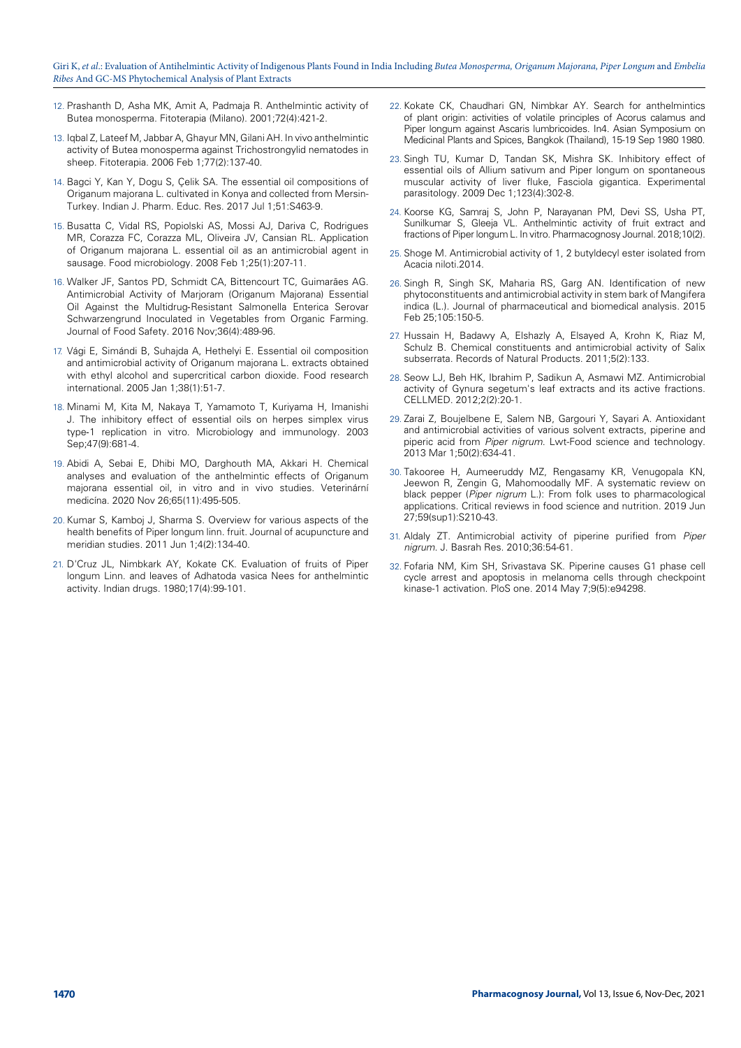12. Prashanth D, Asha MK, Amit A, Padmaja R. Anthelmintic activity of Butea monosperma. Fitoterapia (Milano). 2001;72(4):421-2.

13. Iqbal Z, Lateef M, Jabbar A, Ghayur MN, Gilani AH. In vivo anthelmintic activity of Butea monosperma against Trichostrongylid nematodes in sheep. Fitoterapia. 2006 Feb 1;77(2):137-40.

14. Bagci Y, Kan Y, Dogu S, Çelik SA. The essential oil compositions of Origanum majorana L. cultivated in Konya and collected from Mersin-Turkey. Indian J. Pharm. Educ. Res. 2017 Jul 1;51:S463-9.

15. Busatta C, Vidal RS, Popiolski AS, Mossi AJ, Dariva C, Rodrigues MR, Corazza FC, Corazza ML, Oliveira JV, Cansian RL. Application of Origanum majorana L. essential oil as an antimicrobial agent in sausage. Food microbiology. 2008 Feb 1;25(1):207-11.

16. Walker JF, Santos PD, Schmidt CA, Bittencourt TC, Guimarães AG. Antimicrobial Activity of Marjoram (Origanum Majorana) Essential Oil Against the Multidrug-Resistant Salmonella Enterica Serovar Schwarzengrund Inoculated in Vegetables from Organic Farming. Journal of Food Safety. 2016 Nov;36(4):489-96.

17. Vági E, Simándi B, Suhajda A, Hethelyi E. Essential oil composition and antimicrobial activity of Origanum majorana L. extracts obtained with ethyl alcohol and supercritical carbon dioxide. Food research international. 2005 Jan 1;38(1):51-7.

18. Minami M, Kita M, Nakaya T, Yamamoto T, Kuriyama H, Imanishi J. The inhibitory effect of essential oils on herpes simplex virus type-1 replication in vitro. Microbiology and immunology. 2003 Sep;47(9):681-4.

19. Abidi A, Sebai E, Dhibi MO, Darghouth MA, Akkari H. Chemical analyses and evaluation of the anthelmintic effects of Origanum majorana essential oil, in vitro and in vivo studies. Veterinární medicína. 2020 Nov 26;65(11):495-505.

20. Kumar S, Kamboj J, Sharma S. Overview for various aspects of the health benefits of Piper longum linn. fruit. Journal of acupuncture and meridian studies. 2011 Jun 1;4(2):134-40.

21. D'Cruz JL, Nimbkark AY, Kokate CK. Evaluation of fruits of Piper longum Linn. and leaves of Adhatoda vasica Nees for anthelmintic activity. Indian drugs. 1980;17(4):99-101.

22. Kokate CK, Chaudhari GN, Nimbkar AY. Search for anthelmintics of plant origin: activities of volatile principles of Acorus calamus and Piper longum against Ascaris lumbricoides. In4. Asian Symposium on Medicinal Plants and Spices, Bangkok (Thailand), 15-19 Sep 1980 1980.

23. Singh TU, Kumar D, Tandan SK, Mishra SK. Inhibitory effect of essential oils of Allium sativum and Piper longum on spontaneous muscular activity of liver fluke, Fasciola gigantica. Experimental parasitology. 2009 Dec 1;123(4):302-8.

24. Koorse KG, Samraj S, John P, Narayanan PM, Devi SS, Usha PT, Sunilkumar S, Gleeja VL. Anthelmintic activity of fruit extract and fractions of Piper longum L. In vitro. Pharmacognosy Journal. 2018;10(2).

25. Shoge M. Antimicrobial activity of 1, 2 butyldecyl ester isolated from Acacia niloti.2014.

26. Singh R, Singh SK, Maharia RS, Garg AN. Identification of new phytoconstituents and antimicrobial activity in stem bark of Mangifera indica (L.). Journal of pharmaceutical and biomedical analysis. 2015 Feb 25;105:150-5.

27. Hussain H, Badawy A, Elshazly A, Elsayed A, Krohn K, Riaz M, Schulz B. Chemical constituents and antimicrobial activity of Salix subserrata. Records of Natural Products. 2011;5(2):133.

28. Seow LJ, Beh HK, Ibrahim P, Sadikun A, Asmawi MZ. Antimicrobial activity of Gynura segetum's leaf extracts and its active fractions. CELLMED. 2012;2(2):20-1.

29. Zarai Z, Boujelbene E, Salem NB, Gargouri Y, Sayari A. Antioxidant and antimicrobial activities of various solvent extracts, piperine and piperic acid from *Piper nigrum*. Lwt-Food science and technology. 2013 Mar 1;50(2):634-41.

30. Takooree H, Aumeeruddy MZ, Rengasamy KR, Venugopala KN, Jeewon R, Zengin G, Mahomoodally MF. A systematic review on black pepper (*Piper nigrum* L.): From folk uses to pharmacological applications. Critical reviews in food science and nutrition. 2019 Jun 27;59(sup1):S210-43.

31. Aldaly ZT. Antimicrobial activity of piperine purified from *Piper nigrum*. J. Basrah Res. 2010;36:54-61.

32. Fofaria NM, Kim SH, Srivastava SK. Piperine causes G1 phase cell cycle arrest and apoptosis in melanoma cells through checkpoint kinase-1 activation. PloS one. 2014 May 7;9(5):e94298.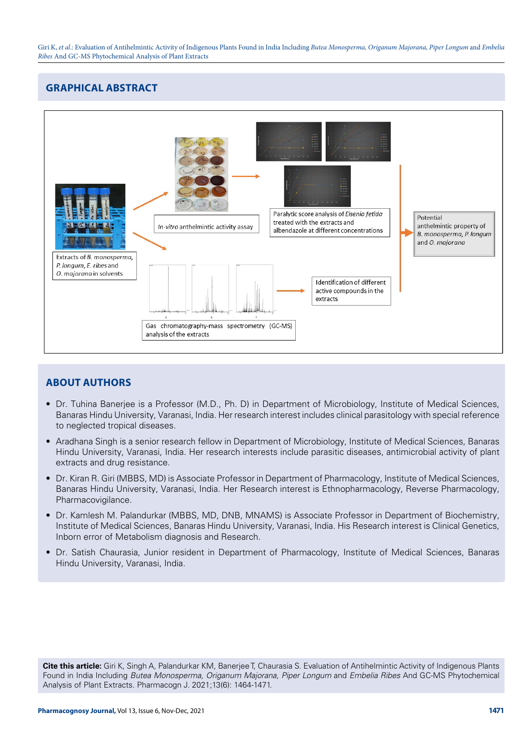## GRAPHICAL ABSTRACT

Extracts of *B. monosperma*, *P. longum*, *E. ribes* and *O. majorana* in solvents

*In-vitro* anthelmintic activity assay

Paralytic score analysis of *Eisenia fetida* treated with the extracts and albendazole at different concentrations

Gas chromatography-mass spectrometry (GC-MS) analysis of the extracts

Identification of different active compounds in the extracts

Potential anthelmintic property of *B. monosperma*, *P. longum* and *O. majorana*

## ABOUT AUTHORS

- Dr. Tuhina Banerjee is a Professor (M.D., Ph. D) in Department of Microbiology, Institute of Medical Sciences, Banaras Hindu University, Varanasi, India. Her research interest includes clinical parasitology with special reference to neglected tropical diseases.
- Aradhana Singh is a senior research fellow in Department of Microbiology, Institute of Medical Sciences, Banaras Hindu University, Varanasi, India. Her research interests include parasitic diseases, antimicrobial activity of plant extracts and drug resistance.
- Dr. Kiran R. Giri (MBBS, MD) is Associate Professor in Department of Pharmacology, Institute of Medical Sciences, Banaras Hindu University, Varanasi, India. Her Research interest is Ethnopharmacology, Reverse Pharmacology, Pharmacovigilance.
- Dr. Kamlesh M. Palandurkar (MBBS, MD, DNB, MNAMS) is Associate Professor in Department of Biochemistry, Institute of Medical Sciences, Banaras Hindu University, Varanasi, India. His Research interest is Clinical Genetics, Inborn error of Metabolism diagnosis and Research.
- Dr. Satish Chaurasia, Junior resident in Department of Pharmacology, Institute of Medical Sciences, Banaras Hindu University, Varanasi, India.

**Cite this article:** Giri K, Singh A, Palandurkar KM, Banerjee T, Chaurasia S. Evaluation of Anthelmintic Activity of Indigenous Plants Found in India Including *Butea Monosperma, Origanum Majorana, Piper Longum* and *Embelia Ribes* And GC-MS Phytochemical Analysis of Plant Extracts. Pharmacogn J. 2021;13(6): 1464-1471.